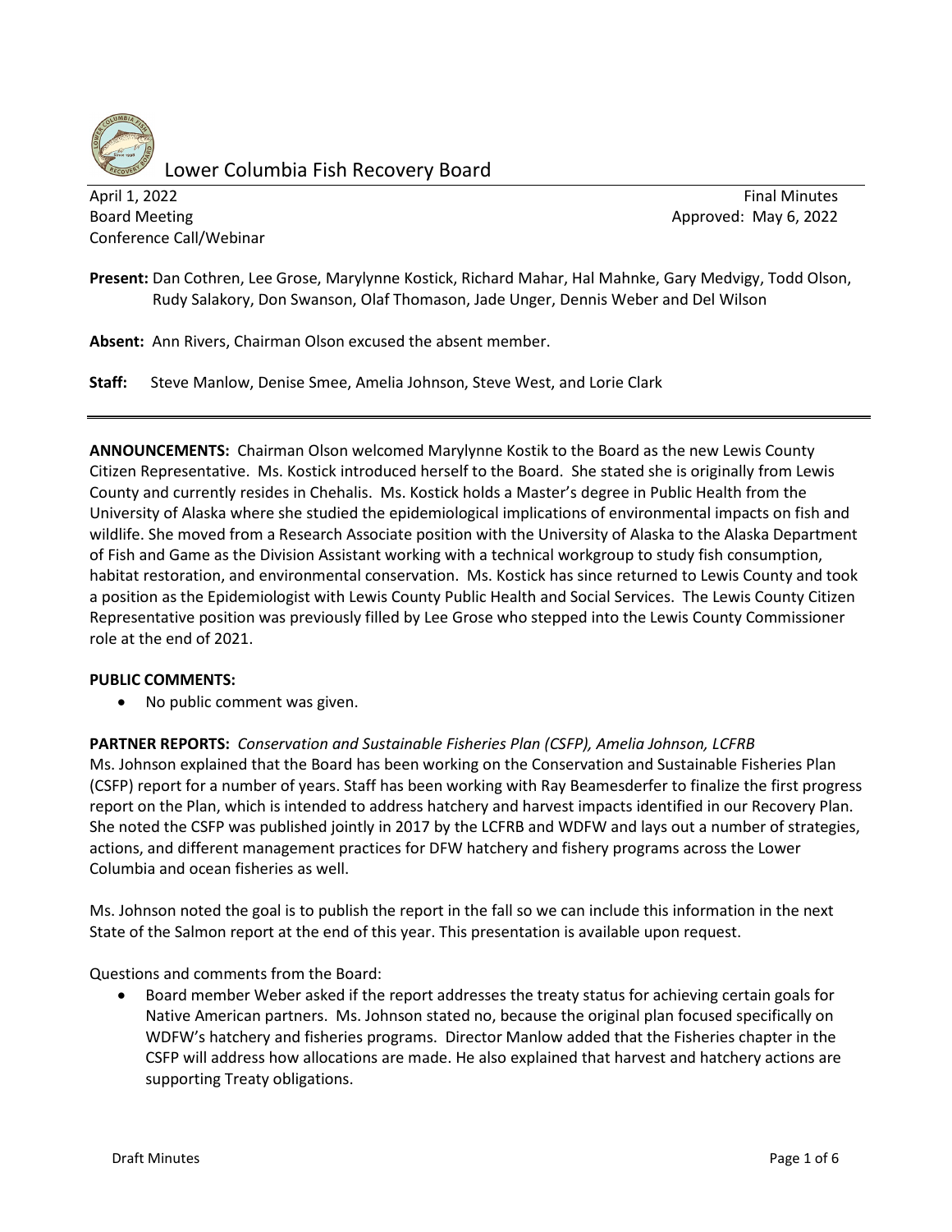# Lower Columbia Fish Recovery Board

April 1, 2022
Board Meeting
Conference Call/Webinar

Final Minutes
Approved: May 6, 2022

**Present:** Dan Cothren, Lee Grose, Marylynne Kostick, Richard Mahar, Hal Mahnke, Gary Medvigy, Todd Olson, Rudy Salakory, Don Swanson, Olaf Thomason, Jade Unger, Dennis Weber and Del Wilson

**Absent:** Ann Rivers, Chairman Olson excused the absent member.

**Staff:** Steve Manlow, Denise Smee, Amelia Johnson, Steve West, and Lorie Clark

---

**ANNOUNCEMENTS:** Chairman Olson welcomed Marylynne Kostik to the Board as the new Lewis County Citizen Representative. Ms. Kostick introduced herself to the Board. She stated she is originally from Lewis County and currently resides in Chehalis. Ms. Kostick holds a Master's degree in Public Health from the University of Alaska where she studied the epidemiological implications of environmental impacts on fish and wildlife. She moved from a Research Associate position with the University of Alaska to the Alaska Department of Fish and Game as the Division Assistant working with a technical workgroup to study fish consumption, habitat restoration, and environmental conservation. Ms. Kostick has since returned to Lewis County and took a position as the Epidemiologist with Lewis County Public Health and Social Services. The Lewis County Citizen Representative position was previously filled by Lee Grose who stepped into the Lewis County Commissioner role at the end of 2021.

**PUBLIC COMMENTS:**

- No public comment was given.

**PARTNER REPORTS:** *Conservation and Sustainable Fisheries Plan (CSFP), Amelia Johnson, LCFRB*
Ms. Johnson explained that the Board has been working on the Conservation and Sustainable Fisheries Plan (CSFP) report for a number of years. Staff has been working with Ray Beamesderfer to finalize the first progress report on the Plan, which is intended to address hatchery and harvest impacts identified in our Recovery Plan. She noted the CSFP was published jointly in 2017 by the LCFRB and WDFW and lays out a number of strategies, actions, and different management practices for DFW hatchery and fishery programs across the Lower Columbia and ocean fisheries as well.

Ms. Johnson noted the goal is to publish the report in the fall so we can include this information in the next State of the Salmon report at the end of this year. This presentation is available upon request.

Questions and comments from the Board:

- Board member Weber asked if the report addresses the treaty status for achieving certain goals for Native American partners. Ms. Johnson stated no, because the original plan focused specifically on WDFW's hatchery and fisheries programs. Director Manlow added that the Fisheries chapter in the CSFP will address how allocations are made. He also explained that harvest and hatchery actions are supporting Treaty obligations.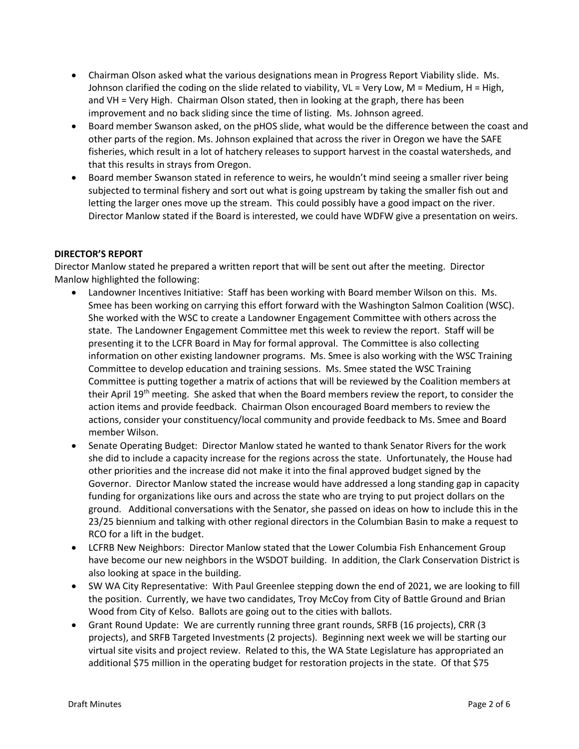- Chairman Olson asked what the various designations mean in Progress Report Viability slide. Ms. Johnson clarified the coding on the slide related to viability, VL = Very Low, M = Medium, H = High, and VH = Very High. Chairman Olson stated, then in looking at the graph, there has been improvement and no back sliding since the time of listing. Ms. Johnson agreed.
- Board member Swanson asked, on the pHOS slide, what would be the difference between the coast and other parts of the region. Ms. Johnson explained that across the river in Oregon we have the SAFE fisheries, which result in a lot of hatchery releases to support harvest in the coastal watersheds, and that this results in strays from Oregon.
- Board member Swanson stated in reference to weirs, he wouldn't mind seeing a smaller river being subjected to terminal fishery and sort out what is going upstream by taking the smaller fish out and letting the larger ones move up the stream. This could possibly have a good impact on the river. Director Manlow stated if the Board is interested, we could have WDFW give a presentation on weirs.

**DIRECTOR'S REPORT**

Director Manlow stated he prepared a written report that will be sent out after the meeting. Director Manlow highlighted the following:

- Landowner Incentives Initiative: Staff has been working with Board member Wilson on this. Ms. Smee has been working on carrying this effort forward with the Washington Salmon Coalition (WSC). She worked with the WSC to create a Landowner Engagement Committee with others across the state. The Landowner Engagement Committee met this week to review the report. Staff will be presenting it to the LCFR Board in May for formal approval. The Committee is also collecting information on other existing landowner programs. Ms. Smee is also working with the WSC Training Committee to develop education and training sessions. Ms. Smee stated the WSC Training Committee is putting together a matrix of actions that will be reviewed by the Coalition members at their April 19th meeting. She asked that when the Board members review the report, to consider the action items and provide feedback. Chairman Olson encouraged Board members to review the actions, consider your constituency/local community and provide feedback to Ms. Smee and Board member Wilson.
- Senate Operating Budget: Director Manlow stated he wanted to thank Senator Rivers for the work she did to include a capacity increase for the regions across the state. Unfortunately, the House had other priorities and the increase did not make it into the final approved budget signed by the Governor. Director Manlow stated the increase would have addressed a long standing gap in capacity funding for organizations like ours and across the state who are trying to put project dollars on the ground. Additional conversations with the Senator, she passed on ideas on how to include this in the 23/25 biennium and talking with other regional directors in the Columbian Basin to make a request to RCO for a lift in the budget.
- LCFRB New Neighbors: Director Manlow stated that the Lower Columbia Fish Enhancement Group have become our new neighbors in the WSDOT building. In addition, the Clark Conservation District is also looking at space in the building.
- SW WA City Representative: With Paul Greenlee stepping down the end of 2021, we are looking to fill the position. Currently, we have two candidates, Troy McCoy from City of Battle Ground and Brian Wood from City of Kelso. Ballots are going out to the cities with ballots.
- Grant Round Update: We are currently running three grant rounds, SRFB (16 projects), CRR (3 projects), and SRFB Targeted Investments (2 projects). Beginning next week we will be starting our virtual site visits and project review. Related to this, the WA State Legislature has appropriated an additional $75 million in the operating budget for restoration projects in the state. Of that $75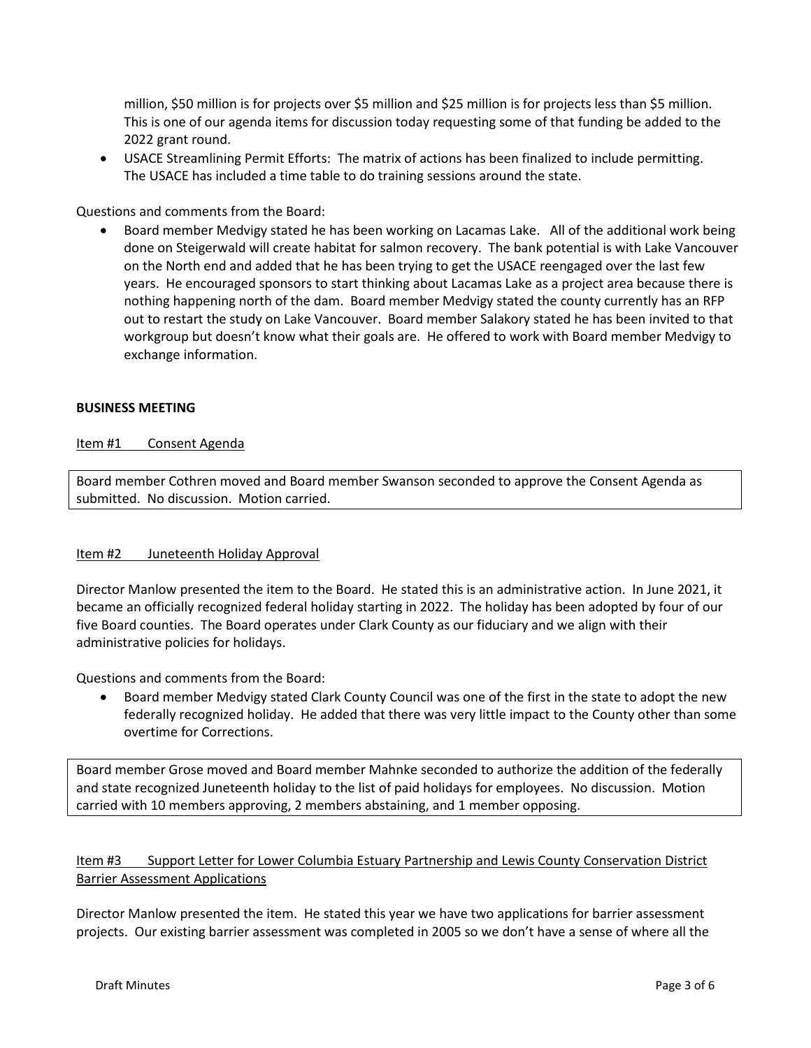million, $50 million is for projects over $5 million and $25 million is for projects less than $5 million. This is one of our agenda items for discussion today requesting some of that funding be added to the 2022 grant round.

- USACE Streamlining Permit Efforts: The matrix of actions has been finalized to include permitting. The USACE has included a time table to do training sessions around the state.

Questions and comments from the Board:

- Board member Medvigy stated he has been working on Lacamas Lake. All of the additional work being done on Steigerwald will create habitat for salmon recovery. The bank potential is with Lake Vancouver on the North end and added that he has been trying to get the USACE reengaged over the last few years. He encouraged sponsors to start thinking about Lacamas Lake as a project area because there is nothing happening north of the dam. Board member Medvigy stated the county currently has an RFP out to restart the study on Lake Vancouver. Board member Salakory stated he has been invited to that workgroup but doesn't know what their goals are. He offered to work with Board member Medvigy to exchange information.

**BUSINESS MEETING**

Item #1 Consent Agenda

Board member Cothren moved and Board member Swanson seconded to approve the Consent Agenda as submitted. No discussion. Motion carried.

Item #2 Juneteenth Holiday Approval

Director Manlow presented the item to the Board. He stated this is an administrative action. In June 2021, it became an officially recognized federal holiday starting in 2022. The holiday has been adopted by four of our five Board counties. The Board operates under Clark County as our fiduciary and we align with their administrative policies for holidays.

Questions and comments from the Board:

- Board member Medvigy stated Clark County Council was one of the first in the state to adopt the new federally recognized holiday. He added that there was very little impact to the County other than some overtime for Corrections.

Board member Grose moved and Board member Mahnke seconded to authorize the addition of the federally and state recognized Juneteenth holiday to the list of paid holidays for employees. No discussion. Motion carried with 10 members approving, 2 members abstaining, and 1 member opposing.

Item #3 Support Letter for Lower Columbia Estuary Partnership and Lewis County Conservation District Barrier Assessment Applications

Director Manlow presented the item. He stated this year we have two applications for barrier assessment projects. Our existing barrier assessment was completed in 2005 so we don't have a sense of where all the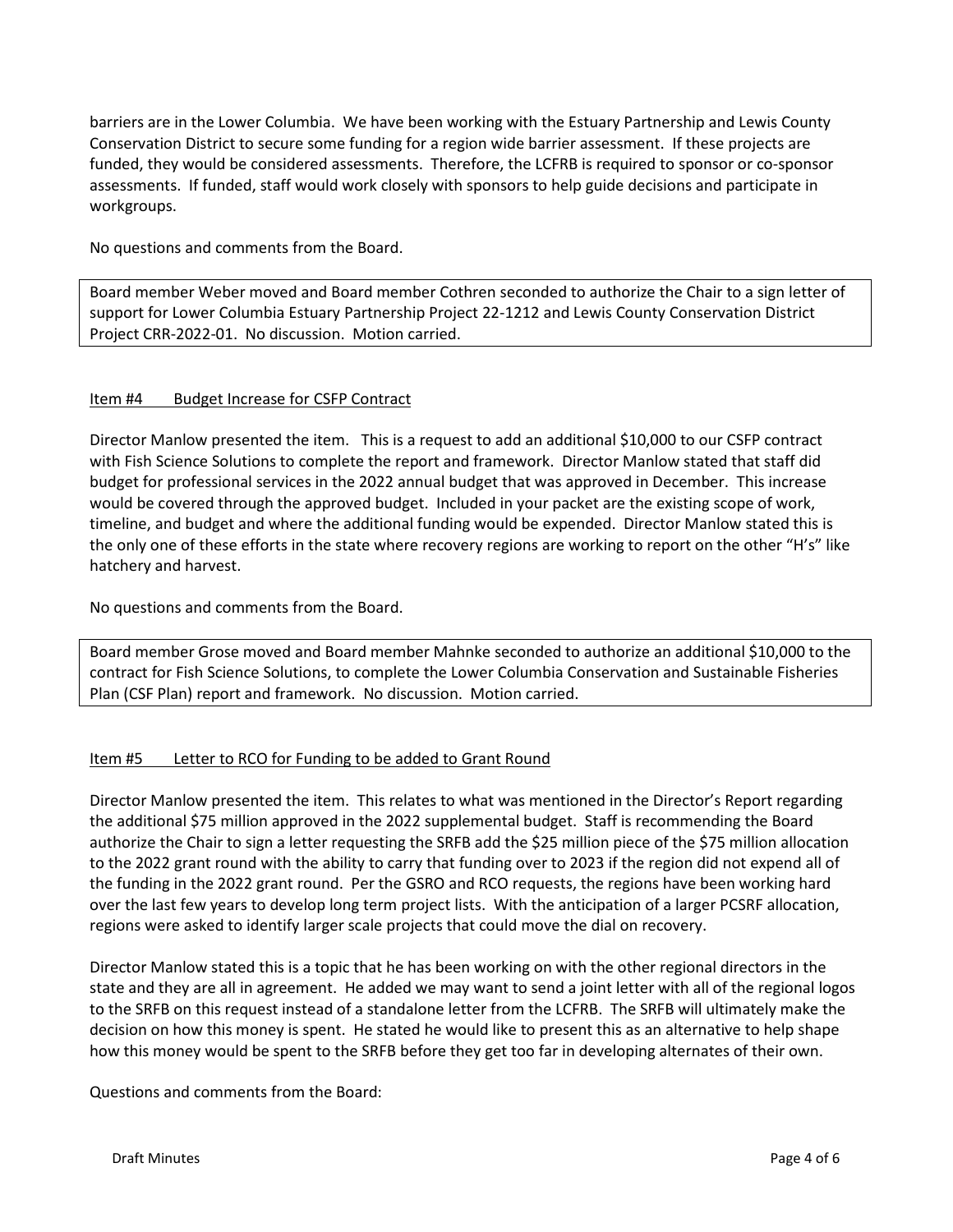barriers are in the Lower Columbia. We have been working with the Estuary Partnership and Lewis County Conservation District to secure some funding for a region wide barrier assessment. If these projects are funded, they would be considered assessments. Therefore, the LCFRB is required to sponsor or co-sponsor assessments. If funded, staff would work closely with sponsors to help guide decisions and participate in workgroups.

No questions and comments from the Board.

Board member Weber moved and Board member Cothren seconded to authorize the Chair to a sign letter of support for Lower Columbia Estuary Partnership Project 22-1212 and Lewis County Conservation District Project CRR-2022-01. No discussion. Motion carried.

Item #4 Budget Increase for CSFP Contract

Director Manlow presented the item. This is a request to add an additional $10,000 to our CSFP contract with Fish Science Solutions to complete the report and framework. Director Manlow stated that staff did budget for professional services in the 2022 annual budget that was approved in December. This increase would be covered through the approved budget. Included in your packet are the existing scope of work, timeline, and budget and where the additional funding would be expended. Director Manlow stated this is the only one of these efforts in the state where recovery regions are working to report on the other "H's" like hatchery and harvest.

No questions and comments from the Board.

Board member Grose moved and Board member Mahnke seconded to authorize an additional $10,000 to the contract for Fish Science Solutions, to complete the Lower Columbia Conservation and Sustainable Fisheries Plan (CSF Plan) report and framework. No discussion. Motion carried.

Item #5 Letter to RCO for Funding to be added to Grant Round

Director Manlow presented the item. This relates to what was mentioned in the Director's Report regarding the additional $75 million approved in the 2022 supplemental budget. Staff is recommending the Board authorize the Chair to sign a letter requesting the SRFB add the $25 million piece of the $75 million allocation to the 2022 grant round with the ability to carry that funding over to 2023 if the region did not expend all of the funding in the 2022 grant round. Per the GSRO and RCO requests, the regions have been working hard over the last few years to develop long term project lists. With the anticipation of a larger PCSRF allocation, regions were asked to identify larger scale projects that could move the dial on recovery.

Director Manlow stated this is a topic that he has been working on with the other regional directors in the state and they are all in agreement. He added we may want to send a joint letter with all of the regional logos to the SRFB on this request instead of a standalone letter from the LCFRB. The SRFB will ultimately make the decision on how this money is spent. He stated he would like to present this as an alternative to help shape how this money would be spent to the SRFB before they get too far in developing alternates of their own.

Questions and comments from the Board: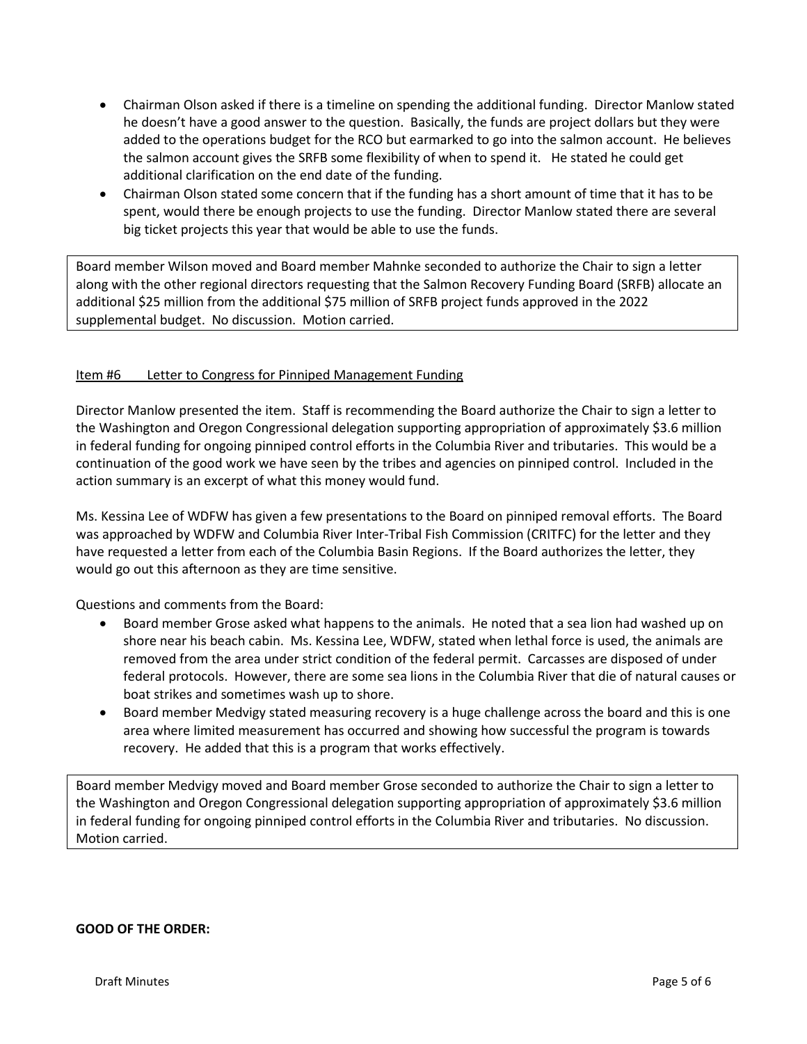- Chairman Olson asked if there is a timeline on spending the additional funding. Director Manlow stated he doesn't have a good answer to the question. Basically, the funds are project dollars but they were added to the operations budget for the RCO but earmarked to go into the salmon account. He believes the salmon account gives the SRFB some flexibility of when to spend it. He stated he could get additional clarification on the end date of the funding.
- Chairman Olson stated some concern that if the funding has a short amount of time that it has to be spent, would there be enough projects to use the funding. Director Manlow stated there are several big ticket projects this year that would be able to use the funds.

Board member Wilson moved and Board member Mahnke seconded to authorize the Chair to sign a letter along with the other regional directors requesting that the Salmon Recovery Funding Board (SRFB) allocate an additional $25 million from the additional $75 million of SRFB project funds approved in the 2022 supplemental budget. No discussion. Motion carried.

Item #6 Letter to Congress for Pinniped Management Funding

Director Manlow presented the item. Staff is recommending the Board authorize the Chair to sign a letter to the Washington and Oregon Congressional delegation supporting appropriation of approximately $3.6 million in federal funding for ongoing pinniped control efforts in the Columbia River and tributaries. This would be a continuation of the good work we have seen by the tribes and agencies on pinniped control. Included in the action summary is an excerpt of what this money would fund.

Ms. Kessina Lee of WDFW has given a few presentations to the Board on pinniped removal efforts. The Board was approached by WDFW and Columbia River Inter-Tribal Fish Commission (CRITFC) for the letter and they have requested a letter from each of the Columbia Basin Regions. If the Board authorizes the letter, they would go out this afternoon as they are time sensitive.

Questions and comments from the Board:

- Board member Grose asked what happens to the animals. He noted that a sea lion had washed up on shore near his beach cabin. Ms. Kessina Lee, WDFW, stated when lethal force is used, the animals are removed from the area under strict condition of the federal permit. Carcasses are disposed of under federal protocols. However, there are some sea lions in the Columbia River that die of natural causes or boat strikes and sometimes wash up to shore.
- Board member Medvigy stated measuring recovery is a huge challenge across the board and this is one area where limited measurement has occurred and showing how successful the program is towards recovery. He added that this is a program that works effectively.

Board member Medvigy moved and Board member Grose seconded to authorize the Chair to sign a letter to the Washington and Oregon Congressional delegation supporting appropriation of approximately $3.6 million in federal funding for ongoing pinniped control efforts in the Columbia River and tributaries. No discussion. Motion carried.

**GOOD OF THE ORDER:**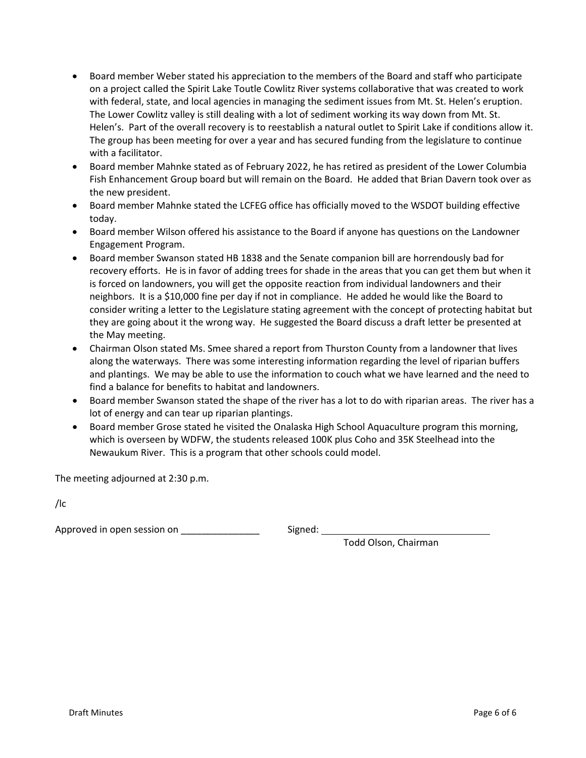- Board member Weber stated his appreciation to the members of the Board and staff who participate on a project called the Spirit Lake Toutle Cowlitz River systems collaborative that was created to work with federal, state, and local agencies in managing the sediment issues from Mt. St. Helen's eruption. The Lower Cowlitz valley is still dealing with a lot of sediment working its way down from Mt. St. Helen's. Part of the overall recovery is to reestablish a natural outlet to Spirit Lake if conditions allow it. The group has been meeting for over a year and has secured funding from the legislature to continue with a facilitator.
- Board member Mahnke stated as of February 2022, he has retired as president of the Lower Columbia Fish Enhancement Group board but will remain on the Board. He added that Brian Davern took over as the new president.
- Board member Mahnke stated the LCFEG office has officially moved to the WSDOT building effective today.
- Board member Wilson offered his assistance to the Board if anyone has questions on the Landowner Engagement Program.
- Board member Swanson stated HB 1838 and the Senate companion bill are horrendously bad for recovery efforts. He is in favor of adding trees for shade in the areas that you can get them but when it is forced on landowners, you will get the opposite reaction from individual landowners and their neighbors. It is a $10,000 fine per day if not in compliance. He added he would like the Board to consider writing a letter to the Legislature stating agreement with the concept of protecting habitat but they are going about it the wrong way. He suggested the Board discuss a draft letter be presented at the May meeting.
- Chairman Olson stated Ms. Smee shared a report from Thurston County from a landowner that lives along the waterways. There was some interesting information regarding the level of riparian buffers and plantings. We may be able to use the information to couch what we have learned and the need to find a balance for benefits to habitat and landowners.
- Board member Swanson stated the shape of the river has a lot to do with riparian areas. The river has a lot of energy and can tear up riparian plantings.
- Board member Grose stated he visited the Onalaska High School Aquaculture program this morning, which is overseen by WDFW, the students released 100K plus Coho and 35K Steelhead into the Newaukum River. This is a program that other schools could model.

The meeting adjourned at 2:30 p.m.

/lc

Approved in open session on _______________ Signed: ________________________________

Todd Olson, Chairman

Draft Minutes